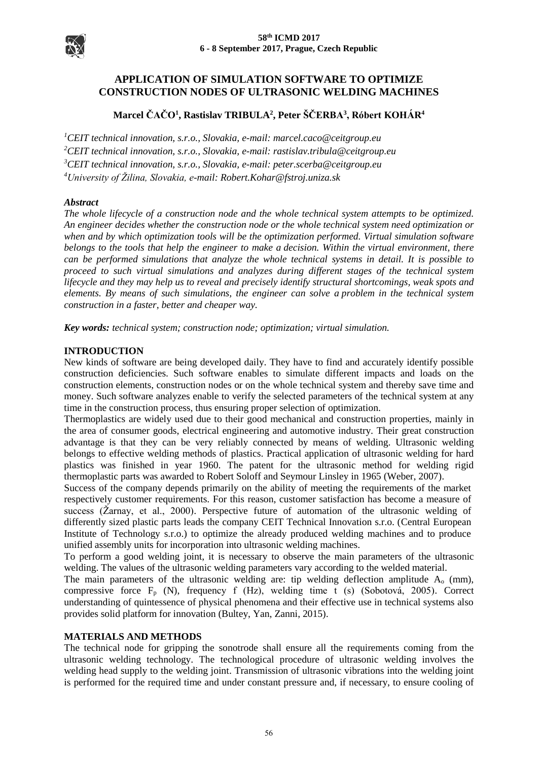# APPLICATION OF SIMULATION SOFTWARE TO OPTIMIZE CONSTRUCTION NODES OF ULTRASONIC WELDING MACHINES

**Marcel ČAČO[1], Rastislav TRIBULA[2], Peter ŠČERBA[3], Róbert KOHÁR[4]**

*[1]CEIT technical innovation, s.r.o., Slovakia, e-mail: marcel.caco@ceitgroup.eu*
*[2]CEIT technical innovation, s.r.o., Slovakia, e-mail: rastislav.tribula@ceitgroup.eu*
*[3]CEIT technical innovation, s.r.o., Slovakia, e-mail: peter.scerba@ceitgroup.eu*
*[4]University of Žilina, Slovakia, e-mail: Robert.Kohar@fstroj.uniza.sk*

***Abstract***

*The whole lifecycle of a construction node and the whole technical system attempts to be optimized. An engineer decides whether the construction node or the whole technical system need optimization or when and by which optimization tools will be the optimization performed. Virtual simulation software belongs to the tools that help the engineer to make a decision. Within the virtual environment, there can be performed simulations that analyze the whole technical systems in detail. It is possible to proceed to such virtual simulations and analyzes during different stages of the technical system lifecycle and they may help us to reveal and precisely identify structural shortcomings, weak spots and elements. By means of such simulations, the engineer can solve a problem in the technical system construction in a faster, better and cheaper way.*

***Key words:*** *technical system; construction node; optimization; virtual simulation.*

## INTRODUCTION

New kinds of software are being developed daily. They have to find and accurately identify possible construction deficiencies. Such software enables to simulate different impacts and loads on the construction elements, construction nodes or on the whole technical system and thereby save time and money. Such software analyzes enable to verify the selected parameters of the technical system at any time in the construction process, thus ensuring proper selection of optimization.

Thermoplastics are widely used due to their good mechanical and construction properties, mainly in the area of consumer goods, electrical engineering and automotive industry. Their great construction advantage is that they can be very reliably connected by means of welding. Ultrasonic welding belongs to effective welding methods of plastics. Practical application of ultrasonic welding for hard plastics was finished in year 1960. The patent for the ultrasonic method for welding rigid thermoplastic parts was awarded to Robert Soloff and Seymour Linsley in 1965 (Weber, 2007).

Success of the company depends primarily on the ability of meeting the requirements of the market respectively customer requirements. For this reason, customer satisfaction has become a measure of success (Žarnay, et al., 2000). Perspective future of automation of the ultrasonic welding of differently sized plastic parts leads the company CEIT Technical Innovation s.r.o. (Central European Institute of Technology s.r.o.) to optimize the already produced welding machines and to produce unified assembly units for incorporation into ultrasonic welding machines.

To perform a good welding joint, it is necessary to observe the main parameters of the ultrasonic welding. The values of the ultrasonic welding parameters vary according to the welded material.

The main parameters of the ultrasonic welding are: tip welding deflection amplitude $A_o$ (mm), compressive force $F_p$ (N), frequency f (Hz), welding time t (s) (Sobotová, 2005). Correct understanding of quintessence of physical phenomena and their effective use in technical systems also provides solid platform for innovation (Bultey, Yan, Zanni, 2015).

## MATERIALS AND METHODS

The technical node for gripping the sonotrode shall ensure all the requirements coming from the ultrasonic welding technology. The technological procedure of ultrasonic welding involves the welding head supply to the welding joint. Transmission of ultrasonic vibrations into the welding joint is performed for the required time and under constant pressure and, if necessary, to ensure cooling of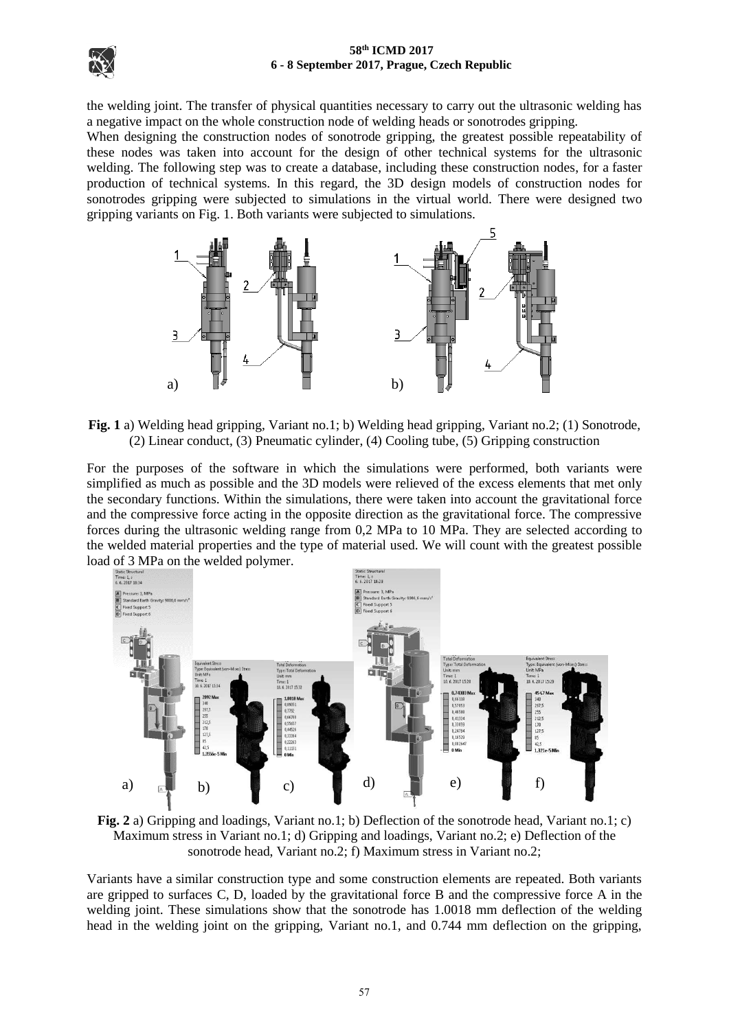the welding joint. The transfer of physical quantities necessary to carry out the ultrasonic welding has a negative impact on the whole construction node of welding heads or sonotrodes gripping.

When designing the construction nodes of sonotrode gripping, the greatest possible repeatability of these nodes was taken into account for the design of other technical systems for the ultrasonic welding. The following step was to create a database, including these construction nodes, for a faster production of technical systems. In this regard, the 3D design models of construction nodes for sonotrodes gripping were subjected to simulations in the virtual world. There were designed two gripping variants on Fig. 1. Both variants were subjected to simulations.

**Fig. 1** a) Welding head gripping, Variant no.1; b) Welding head gripping, Variant no.2; (1) Sonotrode, (2) Linear conduct, (3) Pneumatic cylinder, (4) Cooling tube, (5) Gripping construction

For the purposes of the software in which the simulations were performed, both variants were simplified as much as possible and the 3D models were relieved of the excess elements that met only the secondary functions. Within the simulations, there were taken into account the gravitational force and the compressive force acting in the opposite direction as the gravitational force. The compressive forces during the ultrasonic welding range from 0,2 MPa to 10 MPa. They are selected according to the welded material properties and the type of material used. We will count with the greatest possible load of 3 MPa on the welded polymer.

**Fig. 2** a) Gripping and loadings, Variant no.1; b) Deflection of the sonotrode head, Variant no.1; c) Maximum stress in Variant no.1; d) Gripping and loadings, Variant no.2; e) Deflection of the sonotrode head, Variant no.2; f) Maximum stress in Variant no.2;

Variants have a similar construction type and some construction elements are repeated. Both variants are gripped to surfaces C, D, loaded by the gravitational force B and the compressive force A in the welding joint. These simulations show that the sonotrode has 1.0018 mm deflection of the welding head in the welding joint on the gripping, Variant no.1, and 0.744 mm deflection on the gripping,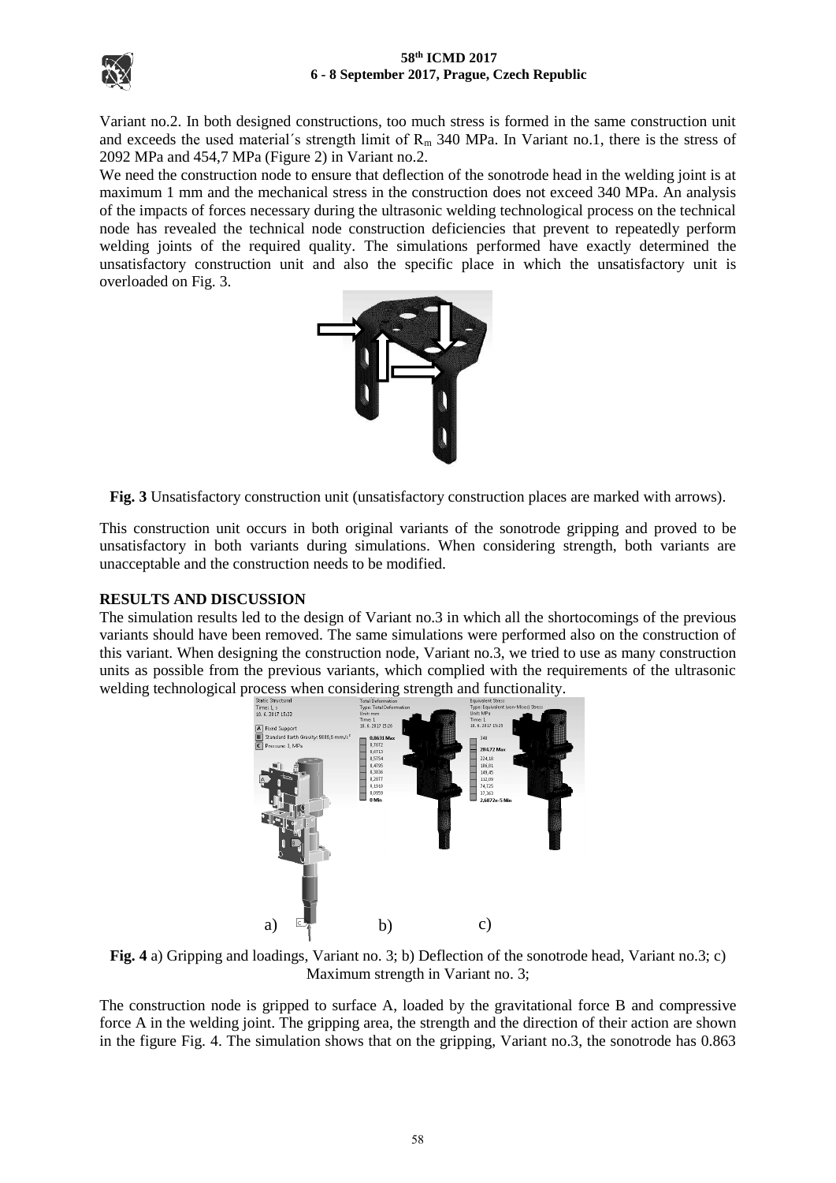Variant no.2. In both designed constructions, too much stress is formed in the same construction unit and exceeds the used material´s strength limit of $R_m$ 340 MPa. In Variant no.1, there is the stress of 2092 MPa and 454,7 MPa (Figure 2) in Variant no.2.

We need the construction node to ensure that deflection of the sonotrode head in the welding joint is at maximum 1 mm and the mechanical stress in the construction does not exceed 340 MPa. An analysis of the impacts of forces necessary during the ultrasonic welding technological process on the technical node has revealed the technical node construction deficiencies that prevent to repeatedly perform welding joints of the required quality. The simulations performed have exactly determined the unsatisfactory construction unit and also the specific place in which the unsatisfactory unit is overloaded on Fig. 3.

**Fig. 3** Unsatisfactory construction unit (unsatisfactory construction places are marked with arrows).

This construction unit occurs in both original variants of the sonotrode gripping and proved to be unsatisfactory in both variants during simulations. When considering strength, both variants are unacceptable and the construction needs to be modified.

## RESULTS AND DISCUSSION

The simulation results led to the design of Variant no.3 in which all the shortcomings of the previous variants should have been removed. The same simulations were performed also on the construction of this variant. When designing the construction node, Variant no.3, we tried to use as many construction units as possible from the previous variants, which complied with the requirements of the ultrasonic welding technological process when considering strength and functionality.

**Fig. 4** a) Gripping and loadings, Variant no. 3; b) Deflection of the sonotrode head, Variant no.3; c) Maximum strength in Variant no. 3;

The construction node is gripped to surface A, loaded by the gravitational force B and compressive force A in the welding joint. The gripping area, the strength and the direction of their action are shown in the figure Fig. 4. The simulation shows that on the gripping, Variant no.3, the sonotrode has 0.863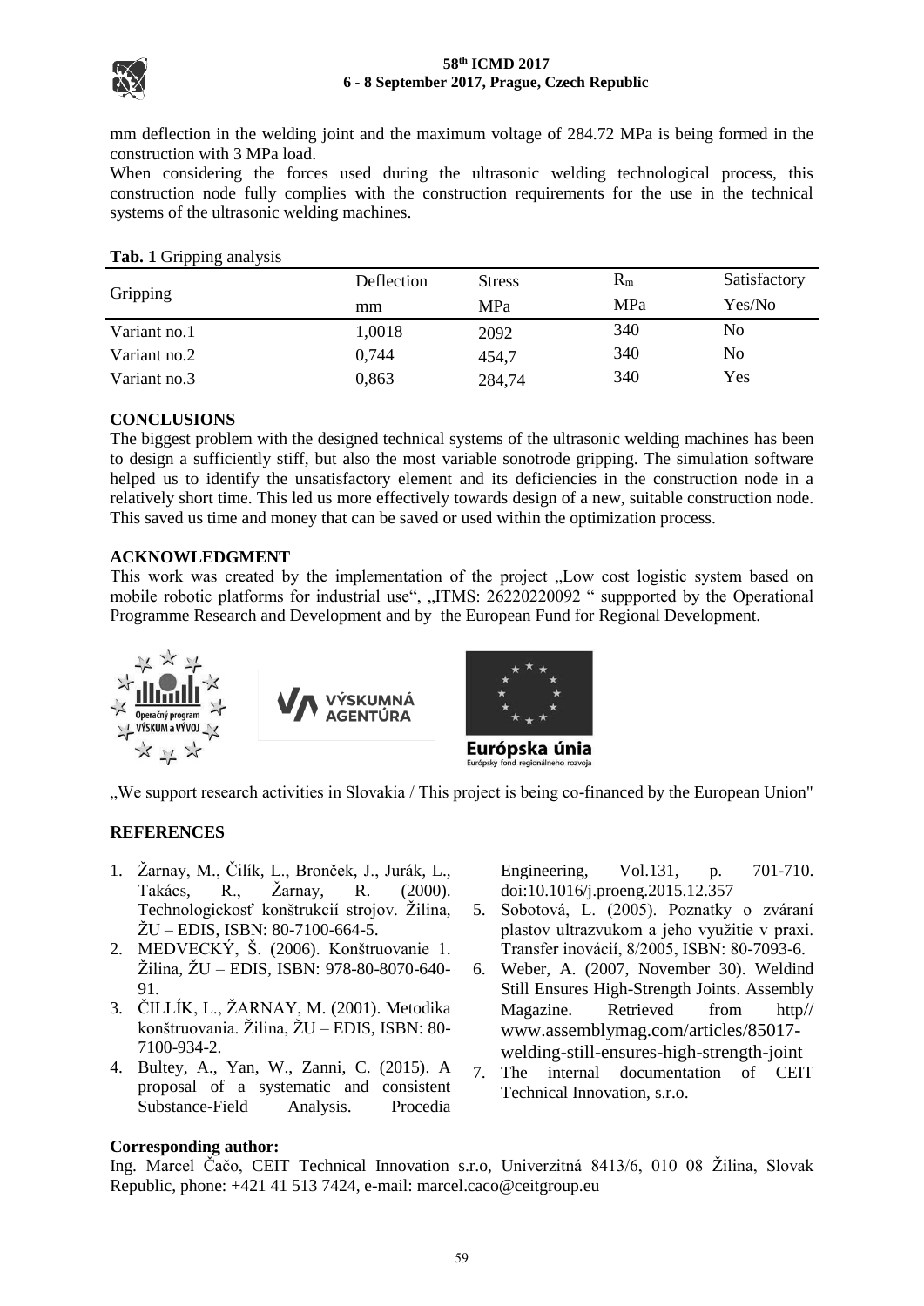mm deflection in the welding joint and the maximum voltage of 284.72 MPa is being formed in the construction with 3 MPa load.

When considering the forces used during the ultrasonic welding technological process, this construction node fully complies with the construction requirements for the use in the technical systems of the ultrasonic welding machines.

**Tab. 1** Gripping analysis

| Gripping | Deflection | Stress | $R_m$ | Satisfactory |
|---|---|---|---|---|
| | mm | MPa | MPa | Yes/No |
| Variant no.1 | 1,0018 | 2092 | 340 | No |
| Variant no.2 | 0,744 | 454,7 | 340 | No |
| Variant no.3 | 0,863 | 284,74 | 340 | Yes |

## CONCLUSIONS

The biggest problem with the designed technical systems of the ultrasonic welding machines has been to design a sufficiently stiff, but also the most variable sonotrode gripping. The simulation software helped us to identify the unsatisfactory element and its deficiencies in the construction node in a relatively short time. This led us more effectively towards design of a new, suitable construction node. This saved us time and money that can be saved or used within the optimization process.

## ACKNOWLEDGMENT

This work was created by the implementation of the project „Low cost logistic system based on mobile robotic platforms for industrial use", „ITMS: 26220220092 " suppported by the Operational Programme Research and Development and by the European Fund for Regional Development.

„We support research activities in Slovakia / This project is being co-financed by the European Union"

## REFERENCES

1. Žarnay, M., Čilík, L., Bronček, J., Jurák, L., Takács, R., Žarnay, R. (2000). Technologickosť konštrukcií strojov. Žilina, ŽU – EDIS, ISBN: 80-7100-664-5.
2. MEDVECKÝ, Š. (2006). Konštruovanie 1. Žilina, ŽU – EDIS, ISBN: 978-80-8070-640-91.
3. ČILLÍK, L., ŽARNAY, M. (2001). Metodika konštruovania. Žilina, ŽU – EDIS, ISBN: 80-7100-934-2.
4. Bultey, A., Yan, W., Zanni, C. (2015). A proposal of a systematic and consistent Substance-Field Analysis. Procedia Engineering, Vol.131, p. 701-710. doi:10.1016/j.proeng.2015.12.357
5. Sobotová, L. (2005). Poznatky o zváraní plastov ultrazvukom a jeho využitie v praxi. Transfer inovácií, 8/2005, ISBN: 80-7093-6.
6. Weber, A. (2007, November 30). Weldind Still Ensures High-Strength Joints. Assembly Magazine. Retrieved from http// www.assemblymag.com/articles/85017-welding-still-ensures-high-strength-joint
7. The internal documentation of CEIT Technical Innovation, s.r.o.

**Corresponding author:**

Ing. Marcel Čačo, CEIT Technical Innovation s.r.o, Univerzitná 8413/6, 010 08 Žilina, Slovak Republic, phone: +421 41 513 7424, e-mail: marcel.caco@ceitgroup.eu